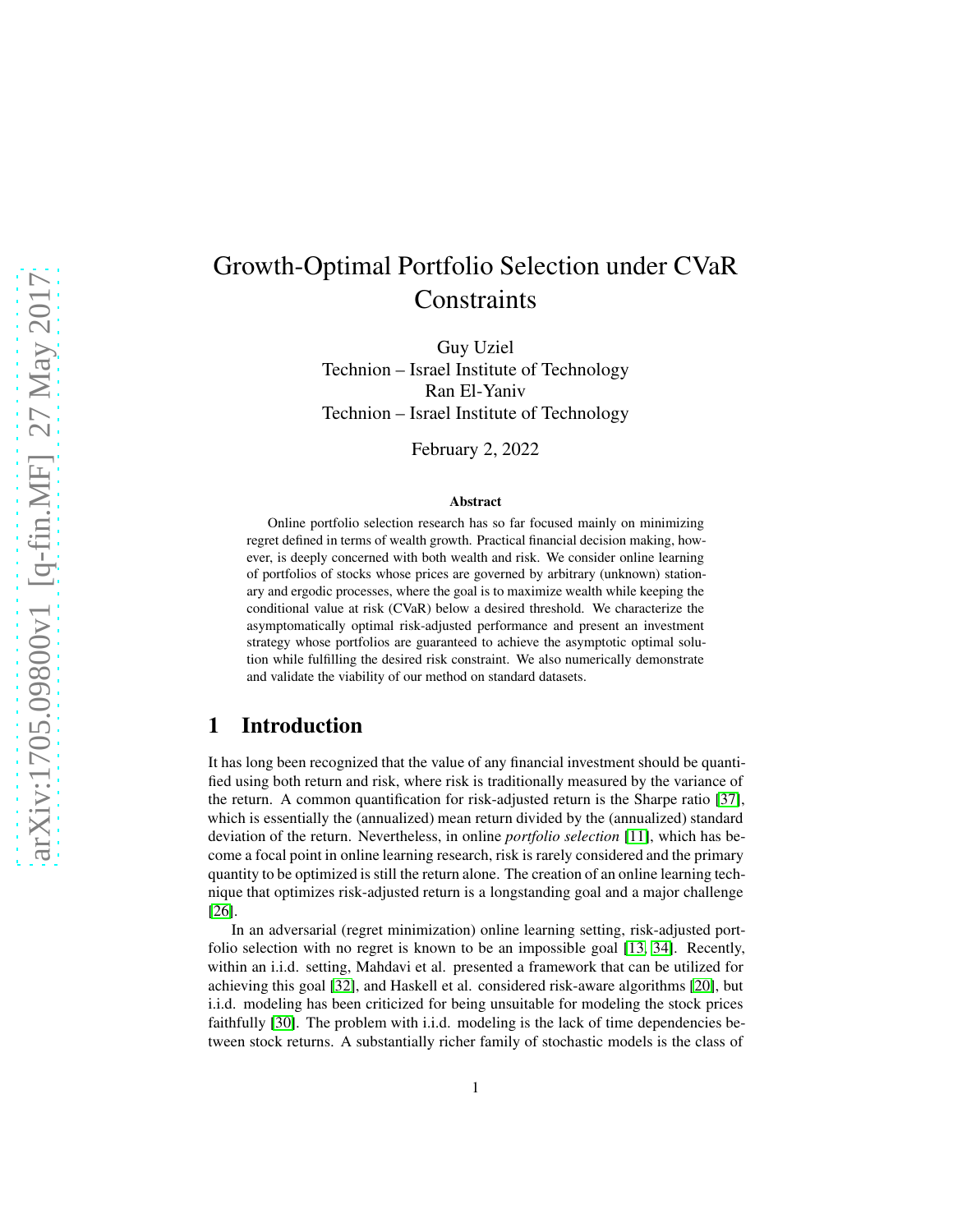# Growth-Optimal Portfolio Selection under CVaR Constraints

Guy Uziel
Technion – Israel Institute of Technology
Ran El-Yaniv
Technion – Israel Institute of Technology

February 2, 2022

### Abstract

Online portfolio selection research has so far focused mainly on minimizing regret defined in terms of wealth growth. Practical financial decision making, however, is deeply concerned with both wealth and risk. We consider online learning of portfolios of stocks whose prices are governed by arbitrary (unknown) stationary and ergodic processes, where the goal is to maximize wealth while keeping the conditional value at risk (CVaR) below a desired threshold. We characterize the asymptomatically optimal risk-adjusted performance and present an investment strategy whose portfolios are guaranteed to achieve the asymptotic optimal solution while fulfilling the desired risk constraint. We also numerically demonstrate and validate the viability of our method on standard datasets.

## 1 Introduction

It has long been recognized that the value of any financial investment should be quantified using both return and risk, where risk is traditionally measured by the variance of the return. A common quantification for risk-adjusted return is the Sharpe ratio [37], which is essentially the (annualized) mean return divided by the (annualized) standard deviation of the return. Nevertheless, in online *portfolio selection* [11], which has become a focal point in online learning research, risk is rarely considered and the primary quantity to be optimized is still the return alone. The creation of an online learning technique that optimizes risk-adjusted return is a longstanding goal and a major challenge [26].

In an adversarial (regret minimization) online learning setting, risk-adjusted portfolio selection with no regret is known to be an impossible goal [13, 34]. Recently, within an i.i.d. setting, Mahdavi et al. presented a framework that can be utilized for achieving this goal [32], and Haskell et al. considered risk-aware algorithms [20], but i.i.d. modeling has been criticized for being unsuitable for modeling the stock prices faithfully [30]. The problem with i.i.d. modeling is the lack of time dependencies between stock returns. A substantially richer family of stochastic models is the class of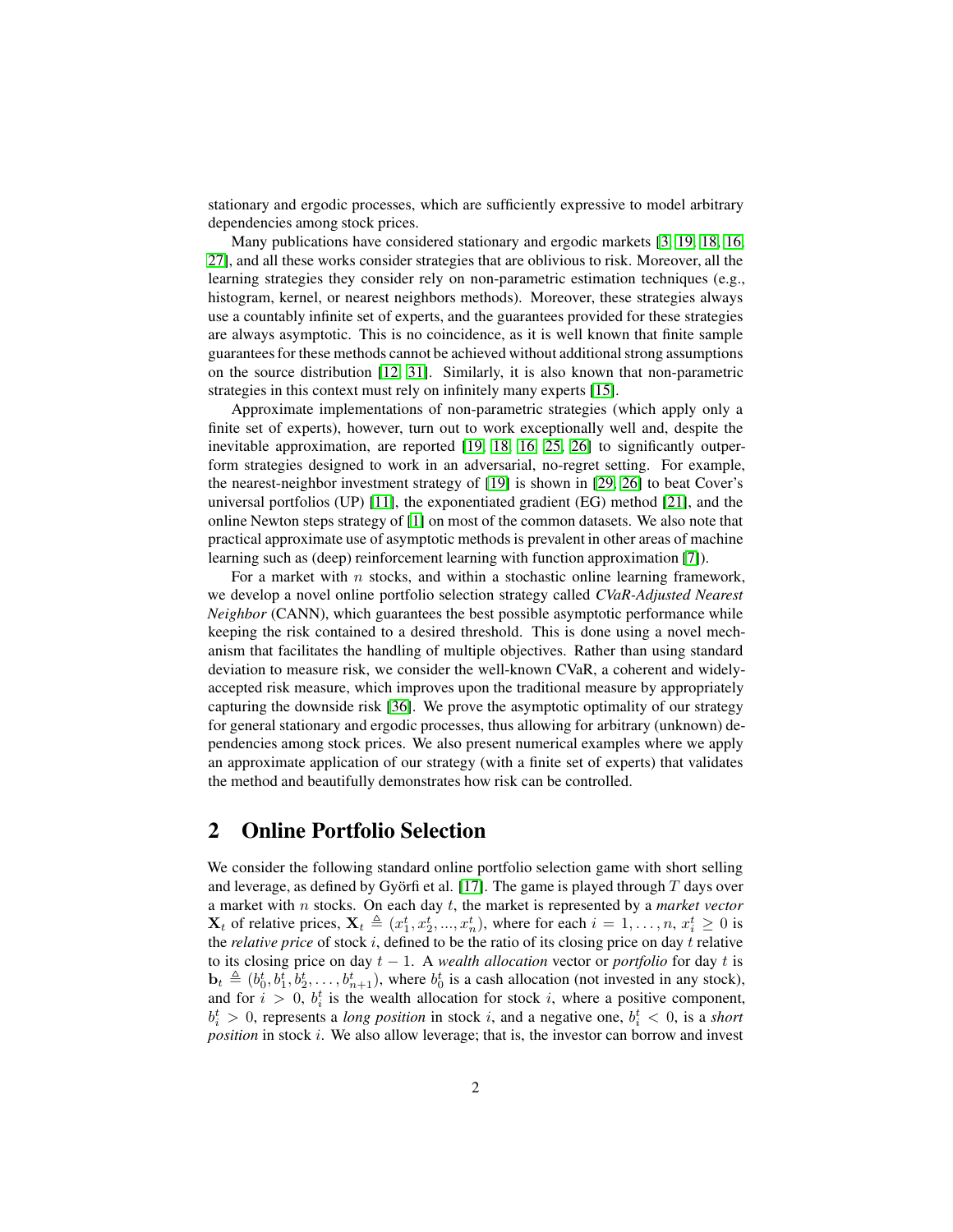stationary and ergodic processes, which are sufficiently expressive to model arbitrary dependencies among stock prices.

Many publications have considered stationary and ergodic markets [3, 19, 18, 16, 27], and all these works consider strategies that are oblivious to risk. Moreover, all the learning strategies they consider rely on non-parametric estimation techniques (e.g., histogram, kernel, or nearest neighbors methods). Moreover, these strategies always use a countably infinite set of experts, and the guarantees provided for these strategies are always asymptotic. This is no coincidence, as it is well known that finite sample guarantees for these methods cannot be achieved without additional strong assumptions on the source distribution [12, 31]. Similarly, it is also known that non-parametric strategies in this context must rely on infinitely many experts [15].

Approximate implementations of non-parametric strategies (which apply only a finite set of experts), however, turn out to work exceptionally well and, despite the inevitable approximation, are reported [19, 18, 16, 25, 26] to significantly outperform strategies designed to work in an adversarial, no-regret setting. For example, the nearest-neighbor investment strategy of [19] is shown in [29, 26] to beat Cover's universal portfolios (UP) [11], the exponentiated gradient (EG) method [21], and the online Newton steps strategy of [1] on most of the common datasets. We also note that practical approximate use of asymptotic methods is prevalent in other areas of machine learning such as (deep) reinforcement learning with function approximation [7]).

For a market with $n$ stocks, and within a stochastic online learning framework, we develop a novel online portfolio selection strategy called *CVaR-Adjusted Nearest Neighbor* (CANN), which guarantees the best possible asymptotic performance while keeping the risk contained to a desired threshold. This is done using a novel mechanism that facilitates the handling of multiple objectives. Rather than using standard deviation to measure risk, we consider the well-known CVaR, a coherent and widely-accepted risk measure, which improves upon the traditional measure by appropriately capturing the downside risk [36]. We prove the asymptotic optimality of our strategy for general stationary and ergodic processes, thus allowing for arbitrary (unknown) dependencies among stock prices. We also present numerical examples where we apply an approximate application of our strategy (with a finite set of experts) that validates the method and beautifully demonstrates how risk can be controlled.

## 2 Online Portfolio Selection

We consider the following standard online portfolio selection game with short selling and leverage, as defined by Györfi et al. [17]. The game is played through $T$ days over a market with $n$ stocks. On each day $t$, the market is represented by a *market vector* $\mathbf{X}_t$ of relative prices, $\mathbf{X}_t \triangleq (x_1^t, x_2^t, ..., x_n^t)$, where for each $i = 1, \ldots, n$, $x_i^t \geq 0$ is the *relative price* of stock $i$, defined to be the ratio of its closing price on day $t$ relative to its closing price on day $t-1$. A *wealth allocation* vector or *portfolio* for day $t$ is $\mathbf{b}_t \triangleq (b_0^t, b_1^t, b_2^t, \ldots, b_{n+1}^t)$, where $b_0^t$ is a cash allocation (not invested in any stock), and for $i > 0$, $b_i^t$ is the wealth allocation for stock $i$, where a positive component, $b_i^t > 0$, represents a *long position* in stock $i$, and a negative one, $b_i^t < 0$, is a *short position* in stock $i$. We also allow leverage; that is, the investor can borrow and invest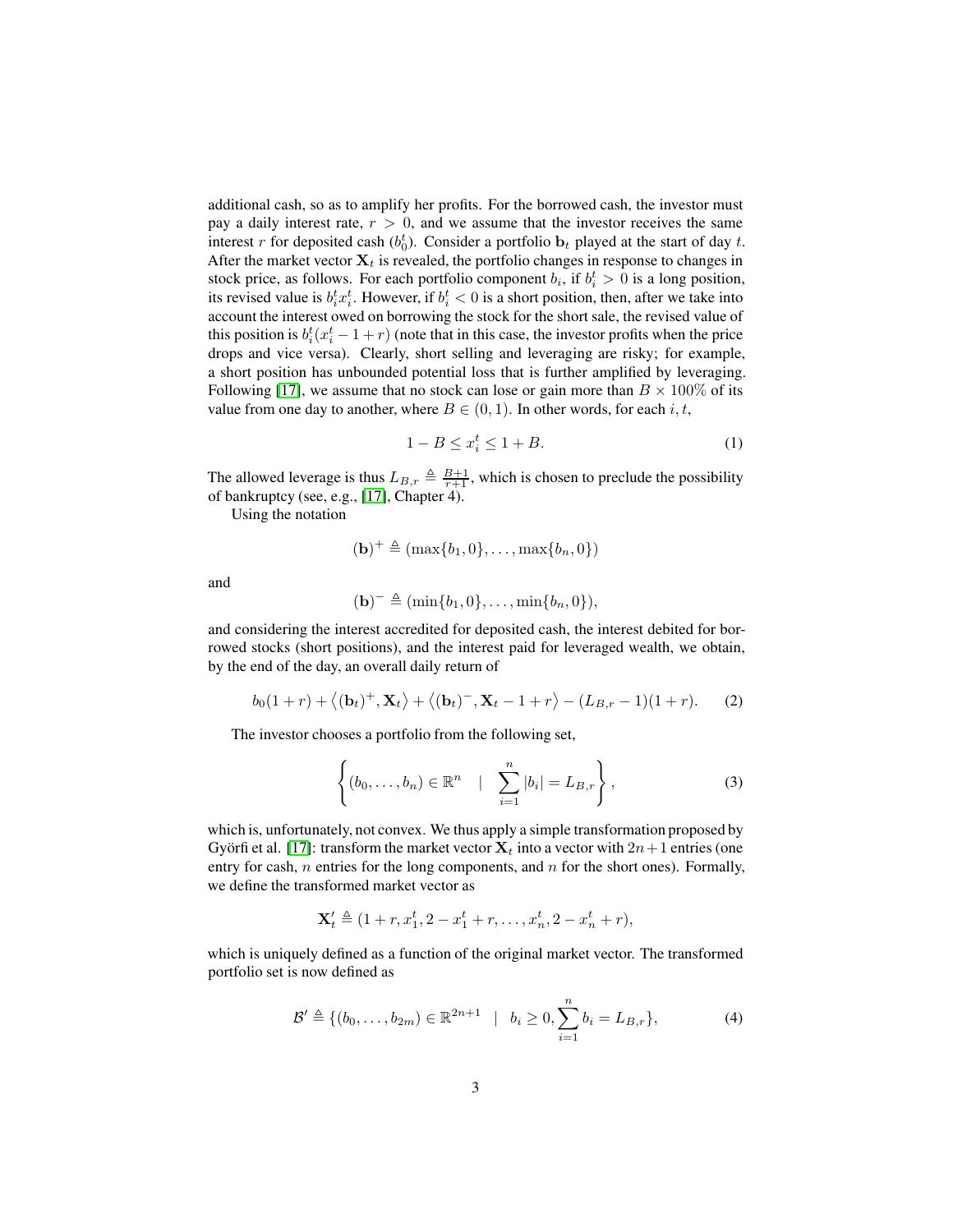additional cash, so as to amplify her profits. For the borrowed cash, the investor must pay a daily interest rate, $r > 0$, and we assume that the investor receives the same interest $r$ for deposited cash ($b_0^t$). Consider a portfolio $\mathbf{b}_t$ played at the start of day $t$. After the market vector $\mathbf{X}_t$ is revealed, the portfolio changes in response to changes in stock price, as follows. For each portfolio component $b_i$, if $b_i^t > 0$ is a long position, its revised value is $b_i^t x_i^t$. However, if $b_i^t < 0$ is a short position, then, after we take into account the interest owed on borrowing the stock for the short sale, the revised value of this position is $b_i^t(x_i^t - 1 + r)$ (note that in this case, the investor profits when the price drops and vice versa). Clearly, short selling and leveraging are risky; for example, a short position has unbounded potential loss that is further amplified by leveraging. Following [17], we assume that no stock can lose or gain more than $B \times 100\%$ of its value from one day to another, where $B \in (0, 1)$. In other words, for each $i, t$,

$$1 - B \leq x_i^t \leq 1 + B. \tag{1}$$

The allowed leverage is thus $L_{B,r} \triangleq \frac{B+1}{r+1}$, which is chosen to preclude the possibility of bankruptcy (see, e.g., [17], Chapter 4).

Using the notation

$$(\mathbf{b})^+ \triangleq (\max\{b_1, 0\}, \ldots, \max\{b_n, 0\})$$

and

$$(\mathbf{b})^- \triangleq (\min\{b_1, 0\}, \ldots, \min\{b_n, 0\}),$$

and considering the interest accredited for deposited cash, the interest debited for borrowed stocks (short positions), and the interest paid for leveraged wealth, we obtain, by the end of the day, an overall daily return of

$$b_0(1 + r) + \left\langle (\mathbf{b}_t)^+, \mathbf{X}_t \right\rangle + \left\langle (\mathbf{b}_t)^-, \mathbf{X}_t - 1 + r \right\rangle - (L_{B,r} - 1)(1 + r). \tag{2}$$

The investor chooses a portfolio from the following set,

$$\left\{ (b_0, \ldots, b_n) \in \mathbb{R}^n \quad | \quad \sum_{i=1}^{n} |b_i| = L_{B,r} \right\}, \tag{3}$$

which is, unfortunately, not convex. We thus apply a simple transformation proposed by Györfi et al. [17]: transform the market vector $\mathbf{X}_t$ into a vector with $2n+1$ entries (one entry for cash, $n$ entries for the long components, and $n$ for the short ones). Formally, we define the transformed market vector as

$$\mathbf{X}'_t \triangleq (1 + r, x_1^t, 2 - x_1^t + r, \ldots, x_n^t, 2 - x_n^t + r),$$

which is uniquely defined as a function of the original market vector. The transformed portfolio set is now defined as

$$\mathcal{B}' \triangleq \{(b_0, \ldots, b_{2m}) \in \mathbb{R}^{2n+1} \quad | \quad b_i \geq 0, \sum_{i=1}^{n} b_i = L_{B,r}\}, \tag{4}$$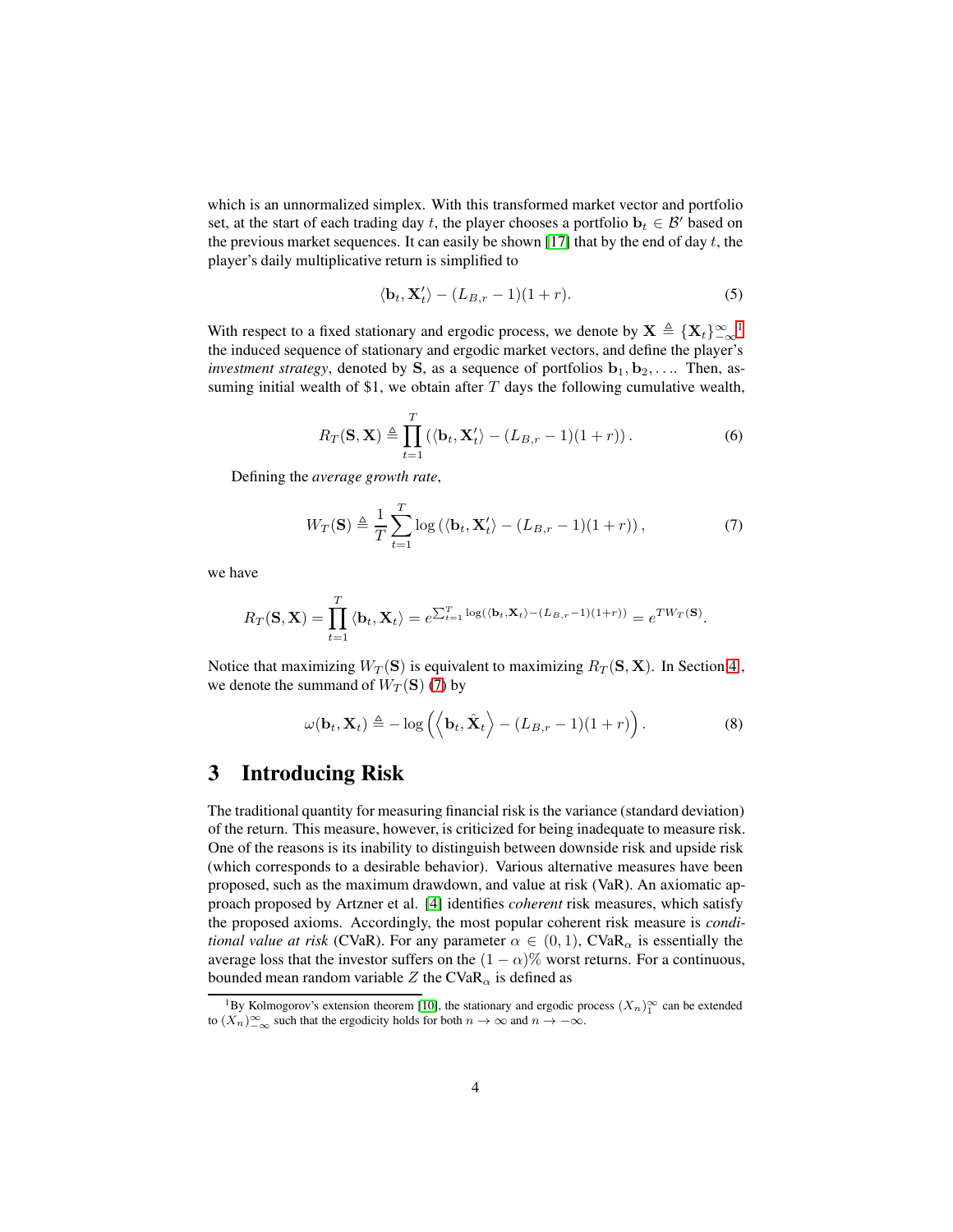which is an unnormalized simplex. With this transformed market vector and portfolio set, at the start of each trading day $t$, the player chooses a portfolio $\mathbf{b}_t \in \mathcal{B}'$ based on the previous market sequences. It can easily be shown [17] that by the end of day $t$, the player's daily multiplicative return is simplified to

$$\langle \mathbf{b}_t, \mathbf{X}'_t \rangle - (L_{B,r} - 1)(1 + r). \tag{5}$$

With respect to a fixed stationary and ergodic process, we denote by $\mathbf{X} \triangleq \{\mathbf{X}_t\}_{-\infty}^{\infty}$ [1] the induced sequence of stationary and ergodic market vectors, and define the player's *investment strategy*, denoted by $\mathbf{S}$, as a sequence of portfolios $\mathbf{b}_1, \mathbf{b}_2, \ldots$. Then, assuming initial wealth of \$1, we obtain after $T$ days the following cumulative wealth,

$$R_T(\mathbf{S}, \mathbf{X}) \triangleq \prod_{t=1}^{T} \left( \langle \mathbf{b}_t, \mathbf{X}'_t \rangle - (L_{B,r} - 1)(1 + r) \right). \tag{6}$$

Defining the *average growth rate*,

$$W_T(\mathbf{S}) \triangleq \frac{1}{T} \sum_{t=1}^{T} \log \left( \langle \mathbf{b}_t, \mathbf{X}'_t \rangle - (L_{B,r} - 1)(1 + r) \right), \tag{7}$$

we have

$$R_T(\mathbf{S}, \mathbf{X}) = \prod_{t=1}^{T} \langle \mathbf{b}_t, \mathbf{X}_t \rangle = e^{\sum_{t=1}^{T} \log(\langle \mathbf{b}_t, \mathbf{X}_t \rangle - (L_{B,r}-1)(1+r))} = e^{T W_T(\mathbf{S})}.$$

Notice that maximizing $W_T(\mathbf{S})$ is equivalent to maximizing $R_T(\mathbf{S}, \mathbf{X})$. In Section 4, we denote the summand of $W_T(\mathbf{S})$ (7) by

$$\omega(\mathbf{b}_t, \mathbf{X}_t) \triangleq -\log \left( \left\langle \mathbf{b}_t, \hat{\mathbf{X}}_t \right\rangle - (L_{B,r} - 1)(1 + r) \right). \tag{8}$$

## 3 Introducing Risk

The traditional quantity for measuring financial risk is the variance (standard deviation) of the return. This measure, however, is criticized for being inadequate to measure risk. One of the reasons is its inability to distinguish between downside risk and upside risk (which corresponds to a desirable behavior). Various alternative measures have been proposed, such as the maximum drawdown, and value at risk (VaR). An axiomatic approach proposed by Artzner et al. [4] identifies *coherent* risk measures, which satisfy the proposed axioms. Accordingly, the most popular coherent risk measure is *conditional value at risk* (CVaR). For any parameter $\alpha \in (0, 1)$, $\text{CVaR}_\alpha$ is essentially the average loss that the investor suffers on the $(1 - \alpha)\%$ worst returns. For a continuous, bounded mean random variable $Z$ the $\text{CVaR}_\alpha$ is defined as

[1] By Kolmogorov's extension theorem [10], the stationary and ergodic process $(X_n)_1^\infty$ can be extended to $(X_n)_{-\infty}^{\infty}$ such that the ergodicity holds for both $n \to \infty$ and $n \to -\infty$.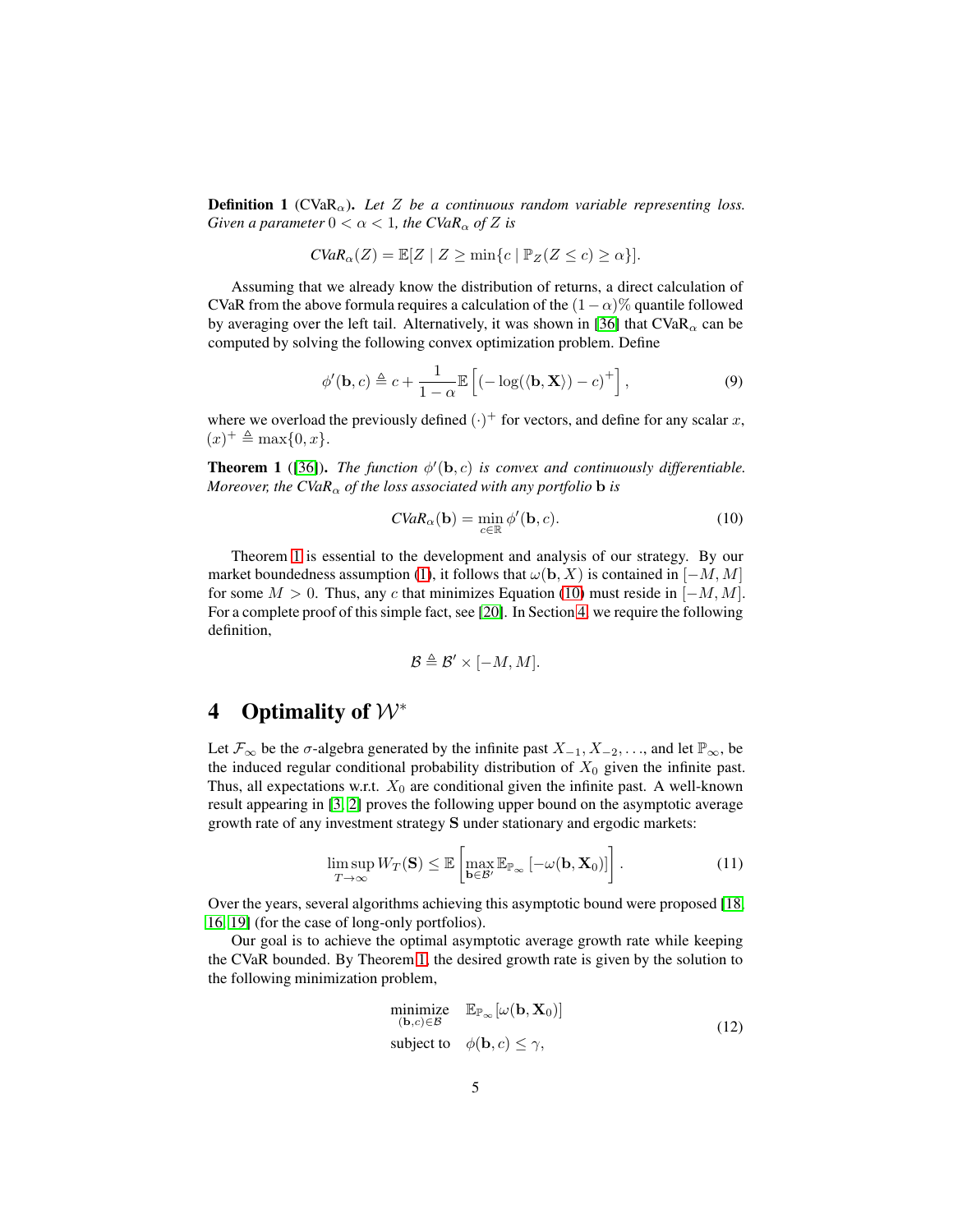**Definition 1** (CVaR$_\alpha$). *Let $Z$ be a continuous random variable representing loss. Given a parameter $0 < \alpha < 1$, the CVaR$_\alpha$ of $Z$ is*

$$\mathit{CVaR}_\alpha(Z) = \mathbb{E}[Z \mid Z \geq \min\{c \mid \mathbb{P}_Z(Z \leq c) \geq \alpha\}].$$

Assuming that we already know the distribution of returns, a direct calculation of CVaR from the above formula requires a calculation of the $(1-\alpha)\%$ quantile followed by averaging over the left tail. Alternatively, it was shown in [36] that CVaR$_\alpha$ can be computed by solving the following convex optimization problem. Define

$$\phi'(\mathbf{b}, c) \triangleq c + \frac{1}{1-\alpha}\mathbb{E}\left[(-\log(\langle \mathbf{b}, \mathbf{X} \rangle) - c)^+\right], \tag{9}$$

where we overload the previously defined $(\cdot)^+$ for vectors, and define for any scalar $x$, $(x)^+ \triangleq \max\{0, x\}$.

**Theorem 1** ([36]). *The function $\phi'(\mathbf{b}, c)$ is convex and continuously differentiable. Moreover, the CVaR$_\alpha$ of the loss associated with any portfolio $\mathbf{b}$ is*

$$\mathit{CVaR}_\alpha(\mathbf{b}) = \min_{c \in \mathbb{R}} \phi'(\mathbf{b}, c). \tag{10}$$

Theorem 1 is essential to the development and analysis of our strategy. By our market boundedness assumption (1), it follows that $\omega(\mathbf{b}, X)$ is contained in $[-M, M]$ for some $M > 0$. Thus, any $c$ that minimizes Equation (10) must reside in $[-M, M]$. For a complete proof of this simple fact, see [20]. In Section 4, we require the following definition,

$$\mathcal{B} \triangleq \mathcal{B}' \times [-M, M].$$

# 4 Optimality of $\mathcal{W}^*$

Let $\mathcal{F}_\infty$ be the $\sigma$-algebra generated by the infinite past $X_{-1}, X_{-2}, \ldots$, and let $\mathbb{P}_\infty$, be the induced regular conditional probability distribution of $X_0$ given the infinite past. Thus, all expectations w.r.t. $X_0$ are conditional given the infinite past. A well-known result appearing in [3, 2] proves the following upper bound on the asymptotic average growth rate of any investment strategy $\mathbf{S}$ under stationary and ergodic markets:

$$\limsup_{T \to \infty} W_T(\mathbf{S}) \leq \mathbb{E}\left[\max_{\mathbf{b} \in \mathcal{B}'} \mathbb{E}_{\mathbb{P}_\infty}\left[-\omega(\mathbf{b}, \mathbf{X}_0)\right]\right]. \tag{11}$$

Over the years, several algorithms achieving this asymptotic bound were proposed [18, 16, 19] (for the case of long-only portfolios).

Our goal is to achieve the optimal asymptotic average growth rate while keeping the CVaR bounded. By Theorem 1, the desired growth rate is given by the solution to the following minimization problem,

$$\begin{aligned} \underset{(\mathbf{b}, c) \in \mathcal{B}}{\text{minimize}} \quad & \mathbb{E}_{\mathbb{P}_\infty}[\omega(\mathbf{b}, \mathbf{X}_0)] \\ \text{subject to} \quad & \phi(\mathbf{b}, c) \leq \gamma, \end{aligned} \tag{12}$$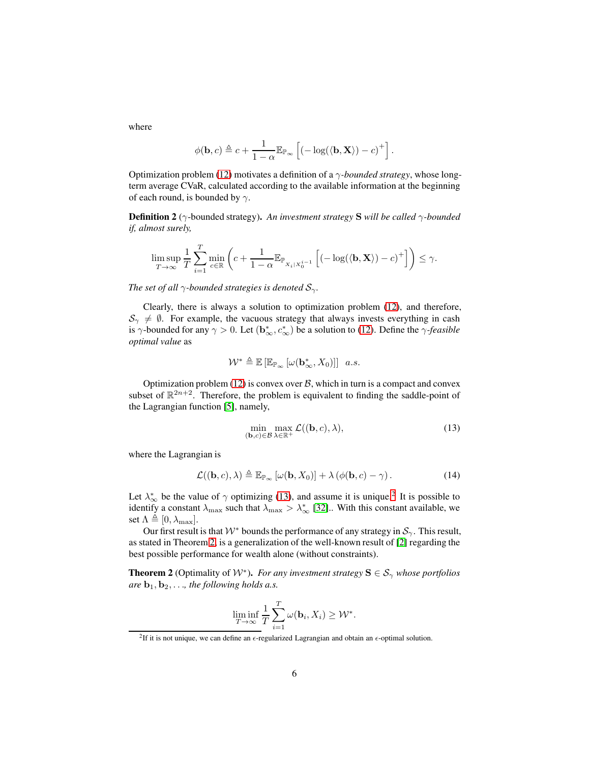where

$$\phi(\mathbf{b}, c) \triangleq c + \frac{1}{1-\alpha} \mathbb{E}_{\mathbb{P}_\infty} \left[ (-\log(\langle \mathbf{b}, \mathbf{X} \rangle) - c)^+ \right].$$

Optimization problem (12) motivates a definition of a $\gamma$-*bounded strategy*, whose long-term average CVaR, calculated according to the available information at the beginning of each round, is bounded by $\gamma$.

**Definition 2** ($\gamma$-bounded strategy)**.** *An investment strategy* $\mathbf{S}$ *will be called* $\gamma$*-bounded if, almost surely,*

$$\limsup_{T \to \infty} \frac{1}{T} \sum_{i=1}^{T} \min_{c \in \mathbb{R}} \left( c + \frac{1}{1-\alpha} \mathbb{E}_{\mathbb{P}_{X_i | X_0^{i-1}}} \left[ (-\log(\langle \mathbf{b}, \mathbf{X} \rangle) - c)^+ \right] \right) \leq \gamma.$$

*The set of all* $\gamma$*-bounded strategies is denoted* $\mathcal{S}_\gamma$*.*

Clearly, there is always a solution to optimization problem (12), and therefore, $\mathcal{S}_\gamma \neq \emptyset$. For example, the vacuous strategy that always invests everything in cash is $\gamma$-bounded for any $\gamma > 0$. Let $(\mathbf{b}^*_\infty, c^*_\infty)$ be a solution to (12). Define the $\gamma$-*feasible optimal value* as

$$\mathcal{W}^* \triangleq \mathbb{E} \left[ \mathbb{E}_{\mathbb{P}_\infty} \left[ \omega(\mathbf{b}^*_\infty, X_0) \right] \right] \quad a.s.$$

Optimization problem (12) is convex over $\mathcal{B}$, which in turn is a compact and convex subset of $\mathbb{R}^{2n+2}$. Therefore, the problem is equivalent to finding the saddle-point of the Lagrangian function [5], namely,

$$\min_{(\mathbf{b}, c) \in \mathcal{B}} \max_{\lambda \in \mathbb{R}^+} \mathcal{L}((\mathbf{b}, c), \lambda), \tag{13}$$

where the Lagrangian is

$$\mathcal{L}((\mathbf{b}, c), \lambda) \triangleq \mathbb{E}_{\mathbb{P}_\infty} \left[ \omega(\mathbf{b}, X_0) \right] + \lambda \left( \phi(\mathbf{b}, c) - \gamma \right). \tag{14}$$

Let $\lambda^*_\infty$ be the value of $\gamma$ optimizing (13), and assume it is unique.[2] It is possible to identify a constant $\lambda_{\max}$ such that $\lambda_{\max} > \lambda^*_\infty$ [32].. With this constant available, we set $\Lambda \triangleq [0, \lambda_{\max}]$.

Our first result is that $\mathcal{W}^*$ bounds the performance of any strategy in $\mathcal{S}_\gamma$. This result, as stated in Theorem 2, is a generalization of the well-known result of [2] regarding the best possible performance for wealth alone (without constraints).

**Theorem 2** (Optimality of $\mathcal{W}^*$)**.** *For any investment strategy* $\mathbf{S} \in \mathcal{S}_\gamma$ *whose portfolios are* $\mathbf{b}_1, \mathbf{b}_2, \ldots$*, the following holds a.s.*

$$\liminf_{T \to \infty} \frac{1}{T} \sum_{i=1}^{T} \omega(\mathbf{b}_i, X_i) \geq \mathcal{W}^*.$$

[2] If it is not unique, we can define an $\epsilon$-regularized Lagrangian and obtain an $\epsilon$-optimal solution.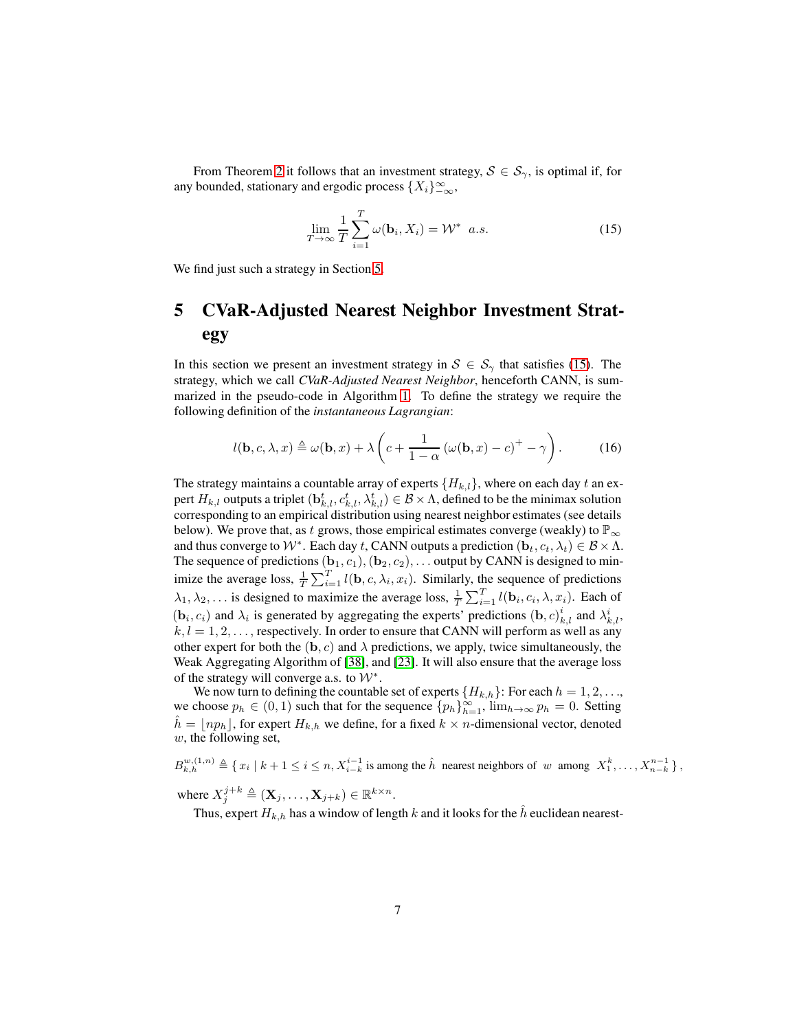From Theorem 2 it follows that an investment strategy, $\mathcal{S} \in \mathcal{S}_\gamma$, is optimal if, for any bounded, stationary and ergodic process $\{X_i\}_{-\infty}^{\infty}$,

$$\lim_{T\to\infty} \frac{1}{T}\sum_{i=1}^{T} \omega(\mathbf{b}_i, X_i) = \mathcal{W}^* \;\; a.s. \tag{15}$$

We find just such a strategy in Section 5.

# 5 CVaR-Adjusted Nearest Neighbor Investment Strategy

In this section we present an investment strategy in $\mathcal{S} \in \mathcal{S}_\gamma$ that satisfies (15). The strategy, which we call *CVaR-Adjusted Nearest Neighbor*, henceforth CANN, is summarized in the pseudo-code in Algorithm 1. To define the strategy we require the following definition of the *instantaneous Lagrangian*:

$$l(\mathbf{b}, c, \lambda, x) \triangleq \omega(\mathbf{b}, x) + \lambda \left( c + \frac{1}{1-\alpha} \left(\omega(\mathbf{b}, x) - c\right)^+ - \gamma \right). \tag{16}$$

The strategy maintains a countable array of experts $\{H_{k,l}\}$, where on each day $t$ an expert $H_{k,l}$ outputs a triplet $(\mathbf{b}_{k,l}^t, c_{k,l}^t, \lambda_{k,l}^t) \in \mathcal{B} \times \Lambda$, defined to be the minimax solution corresponding to an empirical distribution using nearest neighbor estimates (see details below). We prove that, as $t$ grows, those empirical estimates converge (weakly) to $\mathbb{P}_\infty$ and thus converge to $\mathcal{W}^*$. Each day $t$, CANN outputs a prediction $(\mathbf{b}_t, c_t, \lambda_t) \in \mathcal{B} \times \Lambda$. The sequence of predictions $(\mathbf{b}_1, c_1), (\mathbf{b}_2, c_2), \ldots$ output by CANN is designed to minimize the average loss, $\frac{1}{T}\sum_{i=1}^{T} l(\mathbf{b}, c, \lambda_i, x_i)$. Similarly, the sequence of predictions $\lambda_1, \lambda_2, \ldots$ is designed to maximize the average loss, $\frac{1}{T}\sum_{i=1}^{T} l(\mathbf{b}_i, c_i, \lambda, x_i)$. Each of $(\mathbf{b}_i, c_i)$ and $\lambda_i$ is generated by aggregating the experts' predictions $(\mathbf{b}, c)_{k,l}^i$ and $\lambda_{k,l}^i$, $k, l = 1, 2, \ldots$, respectively. In order to ensure that CANN will perform as well as any other expert for both the $(\mathbf{b}, c)$ and $\lambda$ predictions, we apply, twice simultaneously, the Weak Aggregating Algorithm of [38], and [23]. It will also ensure that the average loss of the strategy will converge a.s. to $\mathcal{W}^*$.

We now turn to defining the countable set of experts $\{H_{k,h}\}$: For each $h = 1, 2, \ldots$, we choose $p_h \in (0, 1)$ such that for the sequence $\{p_h\}_{h=1}^{\infty}$, $\lim_{h\to\infty} p_h = 0$. Setting $\hat{h} = \lfloor n p_h \rfloor$, for expert $H_{k,h}$ we define, for a fixed $k \times n$-dimensional vector, denoted $w$, the following set,

$$B_{k,h}^{w,(1,n)} \triangleq \{\, x_i \mid k+1 \le i \le n, X_{i-k}^{i-1} \text{ is among the } \hat{h} \text{ nearest neighbors of } w \text{ among } X_1^k, \ldots, X_{n-k}^{n-1} \,\},$$

where $X_j^{j+k} \triangleq (\mathbf{X}_j, \ldots, \mathbf{X}_{j+k}) \in \mathbb{R}^{k\times n}$.

Thus, expert $H_{k,h}$ has a window of length $k$ and it looks for the $\hat{h}$ euclidean nearest-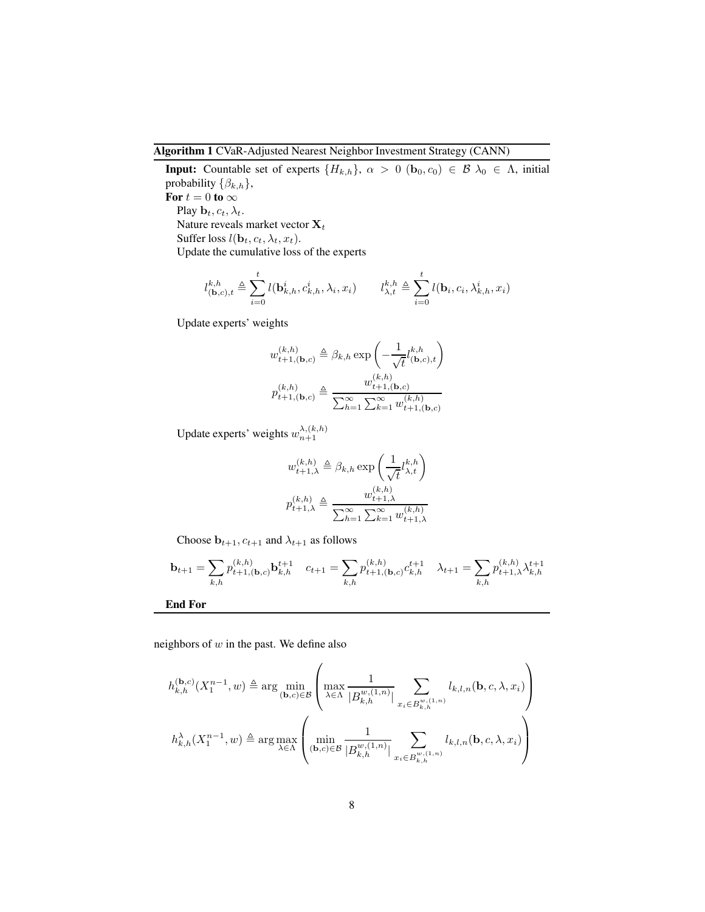**Algorithm 1** CVaR-Adjusted Nearest Neighbor Investment Strategy (CANN)

**Input:** Countable set of experts $\{H_{k,h}\}$, $\alpha > 0$ $(\mathbf{b}_0, c_0) \in \mathcal{B}$ $\lambda_0 \in \Lambda$, initial probability $\{\beta_{k,h}\}$,

**For** $t = 0$ **to** $\infty$

Play $\mathbf{b}_t, c_t, \lambda_t$.

Nature reveals market vector $\mathbf{X}_t$

Suffer loss $l(\mathbf{b}_t, c_t, \lambda_t, x_t)$.

Update the cumulative loss of the experts

$$l^{k,h}_{(\mathbf{b},c),t} \triangleq \sum_{i=0}^{t} l(\mathbf{b}^i_{k,h}, c^i_{k,h}, \lambda_i, x_i) \qquad l^{k,h}_{\lambda,t} \triangleq \sum_{i=0}^{t} l(\mathbf{b}_i, c_i, \lambda^i_{k,h}, x_i)$$

Update experts' weights

$$w^{(k,h)}_{t+1,(\mathbf{b},c)} \triangleq \beta_{k,h} \exp\left(-\frac{1}{\sqrt{t}} l^{k,h}_{(\mathbf{b},c),t}\right)$$

$$p^{(k,h)}_{t+1,(\mathbf{b},c)} \triangleq \frac{w^{(k,h)}_{t+1,(\mathbf{b},c)}}{\sum_{h=1}^{\infty}\sum_{k=1}^{\infty} w^{(k,h)}_{t+1,(\mathbf{b},c)}}$$

Update experts' weights $w^{\lambda,(k,h)}_{n+1}$

$$w^{(k,h)}_{t+1,\lambda} \triangleq \beta_{k,h} \exp\left(\frac{1}{\sqrt{t}} l^{k,h}_{\lambda,t}\right)$$

$$p^{(k,h)}_{t+1,\lambda} \triangleq \frac{w^{(k,h)}_{t+1,\lambda}}{\sum_{h=1}^{\infty}\sum_{k=1}^{\infty} w^{(k,h)}_{t+1,\lambda}}$$

Choose $\mathbf{b}_{t+1}, c_{t+1}$ and $\lambda_{t+1}$ as follows

$$\mathbf{b}_{t+1} = \sum_{k,h} p^{(k,h)}_{t+1,(\mathbf{b},c)} \mathbf{b}^{t+1}_{k,h} \quad c_{t+1} = \sum_{k,h} p^{(k,h)}_{t+1,(\mathbf{b},c)} c^{t+1}_{k,h} \quad \lambda_{t+1} = \sum_{k,h} p^{(k,h)}_{t+1,\lambda} \lambda^{t+1}_{k,h}$$

**End For**

neighbors of $w$ in the past. We define also

$$h^{(\mathbf{b},c)}_{k,h}(X_1^{n-1}, w) \triangleq \arg\min_{(\mathbf{b},c)\in\mathcal{B}} \left( \max_{\lambda\in\Lambda} \frac{1}{|B^{w,(1,n)}_{k,h}|} \sum_{x_i \in B^{w,(1,n)}_{k,h}} l_{k,l,n}(\mathbf{b}, c, \lambda, x_i) \right)$$

$$h^{\lambda}_{k,h}(X_1^{n-1}, w) \triangleq \arg\max_{\lambda\in\Lambda} \left( \min_{(\mathbf{b},c)\in\mathcal{B}} \frac{1}{|B^{w,(1,n)}_{k,h}|} \sum_{x_i \in B^{w,(1,n)}_{k,h}} l_{k,l,n}(\mathbf{b}, c, \lambda, x_i) \right)$$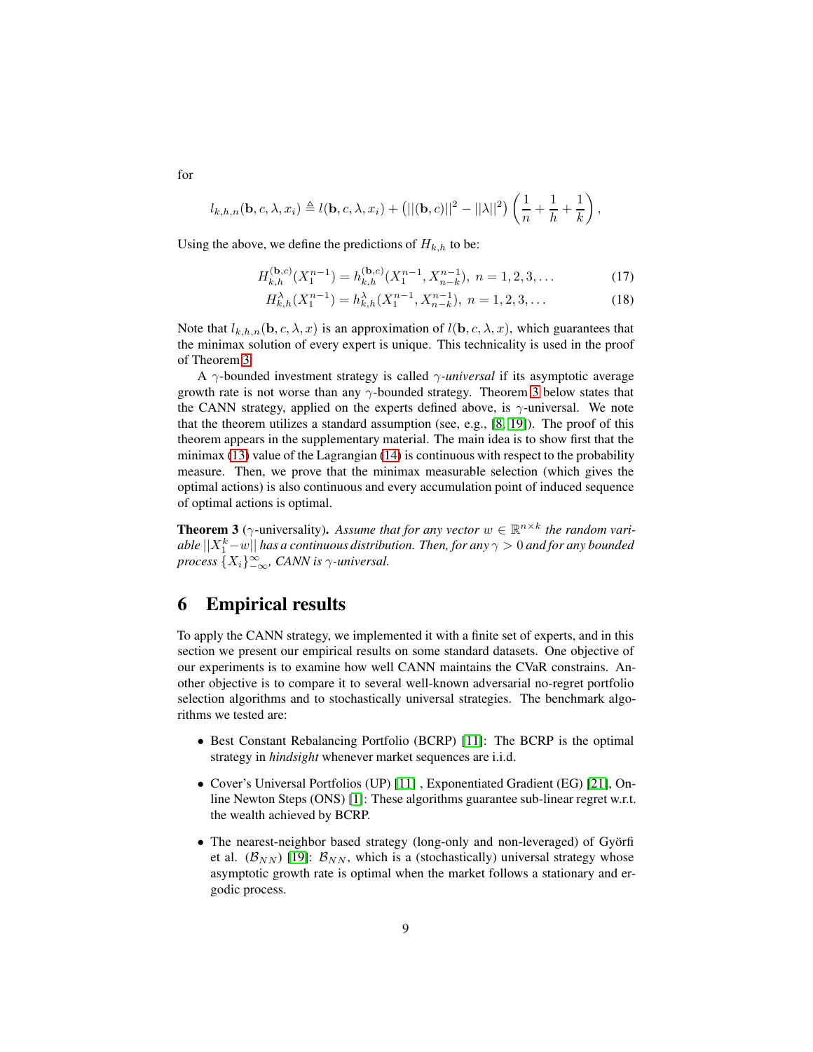for

$$l_{k,h,n}(\mathbf{b}, c, \lambda, x_i) \triangleq l(\mathbf{b}, c, \lambda, x_i) + \left(||(\mathbf{b}, c)||^2 - ||\lambda||^2\right)\left(\frac{1}{n} + \frac{1}{h} + \frac{1}{k}\right),$$

Using the above, we define the predictions of $H_{k,h}$ to be:

$$H_{k,h}^{(\mathbf{b},c)}(X_1^{n-1}) = h_{k,h}^{(\mathbf{b},c)}(X_1^{n-1}, X_{n-k}^{n-1}),\ n = 1, 2, 3, \ldots \tag{17}$$

$$H_{k,h}^{\lambda}(X_1^{n-1}) = h_{k,h}^{\lambda}(X_1^{n-1}, X_{n-k}^{n-1}),\ n = 1, 2, 3, \ldots \tag{18}$$

Note that $l_{k,h,n}(\mathbf{b}, c, \lambda, x)$ is an approximation of $l(\mathbf{b}, c, \lambda, x)$, which guarantees that the minimax solution of every expert is unique. This technicality is used in the proof of Theorem 3.

A $\gamma$-bounded investment strategy is called *$\gamma$-universal* if its asymptotic average growth rate is not worse than any $\gamma$-bounded strategy. Theorem 3 below states that the CANN strategy, applied on the experts defined above, is $\gamma$-universal. We note that the theorem utilizes a standard assumption (see, e.g., [8, 19]). The proof of this theorem appears in the supplementary material. The main idea is to show first that the minimax (13) value of the Lagrangian (14) is continuous with respect to the probability measure. Then, we prove that the minimax measurable selection (which gives the optimal actions) is also continuous and every accumulation point of induced sequence of optimal actions is optimal.

**Theorem 3** ($\gamma$-universality)**.** *Assume that for any vector $w \in \mathbb{R}^{n\times k}$ the random variable $||X_1^k - w||$ has a continuous distribution. Then, for any $\gamma > 0$ and for any bounded process $\{X_i\}_{-\infty}^{\infty}$, CANN is $\gamma$-universal.*

# 6 Empirical results

To apply the CANN strategy, we implemented it with a finite set of experts, and in this section we present our empirical results on some standard datasets. One objective of our experiments is to examine how well CANN maintains the CVaR constrains. Another objective is to compare it to several well-known adversarial no-regret portfolio selection algorithms and to stochastically universal strategies. The benchmark algorithms we tested are:

- Best Constant Rebalancing Portfolio (BCRP) [11]: The BCRP is the optimal strategy in *hindsight* whenever market sequences are i.i.d.
- Cover's Universal Portfolios (UP) [11] , Exponentiated Gradient (EG) [21], Online Newton Steps (ONS) [1]: These algorithms guarantee sub-linear regret w.r.t. the wealth achieved by BCRP.
- The nearest-neighbor based strategy (long-only and non-leveraged) of Györfi et al. ($\mathcal{B}_{NN}$) [19]: $\mathcal{B}_{NN}$, which is a (stochastically) universal strategy whose asymptotic growth rate is optimal when the market follows a stationary and ergodic process.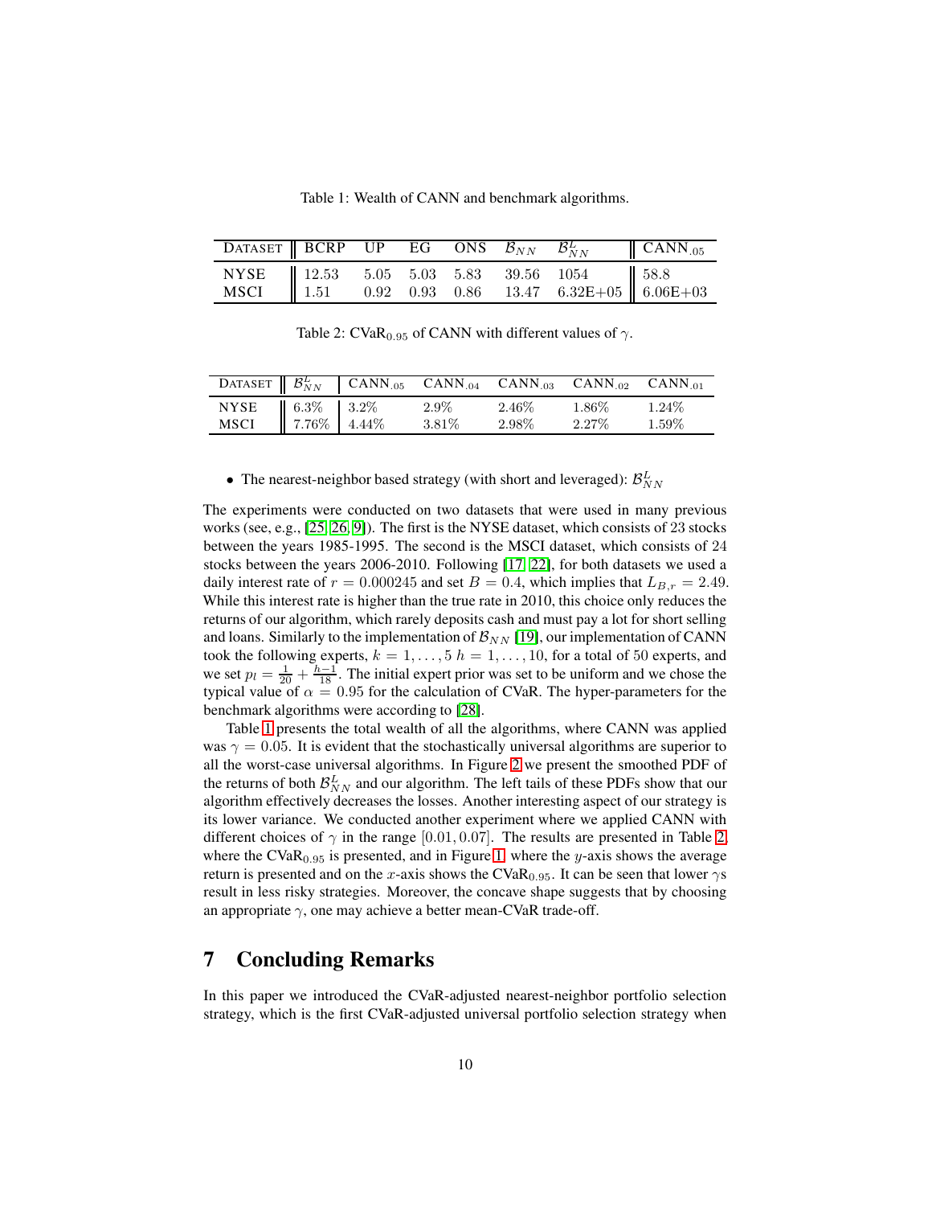Table 1: Wealth of CANN and benchmark algorithms.

| DATASET | BCRP | UP | EG | ONS | $\mathcal{B}_{NN}$ | $\mathcal{B}_{NN}^{L}$ | CANN$_{.05}$ |
|---|---|---|---|---|---|---|---|
| NYSE | 12.53 | 5.05 | 5.03 | 5.83 | 39.56 | 1054 | 58.8 |
| MSCI | 1.51 | 0.92 | 0.93 | 0.86 | 13.47 | 6.32E+05 | 6.06E+03 |

Table 2: CVaR$_{0.95}$ of CANN with different values of $\gamma$.

| DATASET | $\mathcal{B}_{NN}^{L}$ | CANN$_{.05}$ | CANN$_{.04}$ | CANN$_{.03}$ | CANN$_{.02}$ | CANN$_{.01}$ |
|---|---|---|---|---|---|---|
| NYSE | 6.3% | 3.2% | 2.9% | 2.46% | 1.86% | 1.24% |
| MSCI | 7.76% | 4.44% | 3.81% | 2.98% | 2.27% | 1.59% |

- The nearest-neighbor based strategy (with short and leveraged): $\mathcal{B}_{NN}^{L}$

The experiments were conducted on two datasets that were used in many previous works (see, e.g., [25, 26, 9]). The first is the NYSE dataset, which consists of 23 stocks between the years 1985-1995. The second is the MSCI dataset, which consists of 24 stocks between the years 2006-2010. Following [17, 22], for both datasets we used a daily interest rate of $r = 0.000245$ and set $B = 0.4$, which implies that $L_{B,r} = 2.49$. While this interest rate is higher than the true rate in 2010, this choice only reduces the returns of our algorithm, which rarely deposits cash and must pay a lot for short selling and loans. Similarly to the implementation of $\mathcal{B}_{NN}$ [19], our implementation of CANN took the following experts, $k = 1, \ldots, 5$ $h = 1, \ldots, 10$, for a total of 50 experts, and we set $p_l = \frac{1}{20} + \frac{h-1}{18}$. The initial expert prior was set to be uniform and we chose the typical value of $\alpha = 0.95$ for the calculation of CVaR. The hyper-parameters for the benchmark algorithms were according to [28].

Table 1 presents the total wealth of all the algorithms, where CANN was applied was $\gamma = 0.05$. It is evident that the stochastically universal algorithms are superior to all the worst-case universal algorithms. In Figure 2 we present the smoothed PDF of the returns of both $\mathcal{B}_{NN}^{L}$ and our algorithm. The left tails of these PDFs show that our algorithm effectively decreases the losses. Another interesting aspect of our strategy is its lower variance. We conducted another experiment where we applied CANN with different choices of $\gamma$ in the range $[0.01, 0.07]$. The results are presented in Table 2, where the CVaR$_{0.95}$ is presented, and in Figure 1, where the $y$-axis shows the average return is presented and on the $x$-axis shows the CVaR$_{0.95}$. It can be seen that lower $\gamma$s result in less risky strategies. Moreover, the concave shape suggests that by choosing an appropriate $\gamma$, one may achieve a better mean-CVaR trade-off.

## 7 Concluding Remarks

In this paper we introduced the CVaR-adjusted nearest-neighbor portfolio selection strategy, which is the first CVaR-adjusted universal portfolio selection strategy when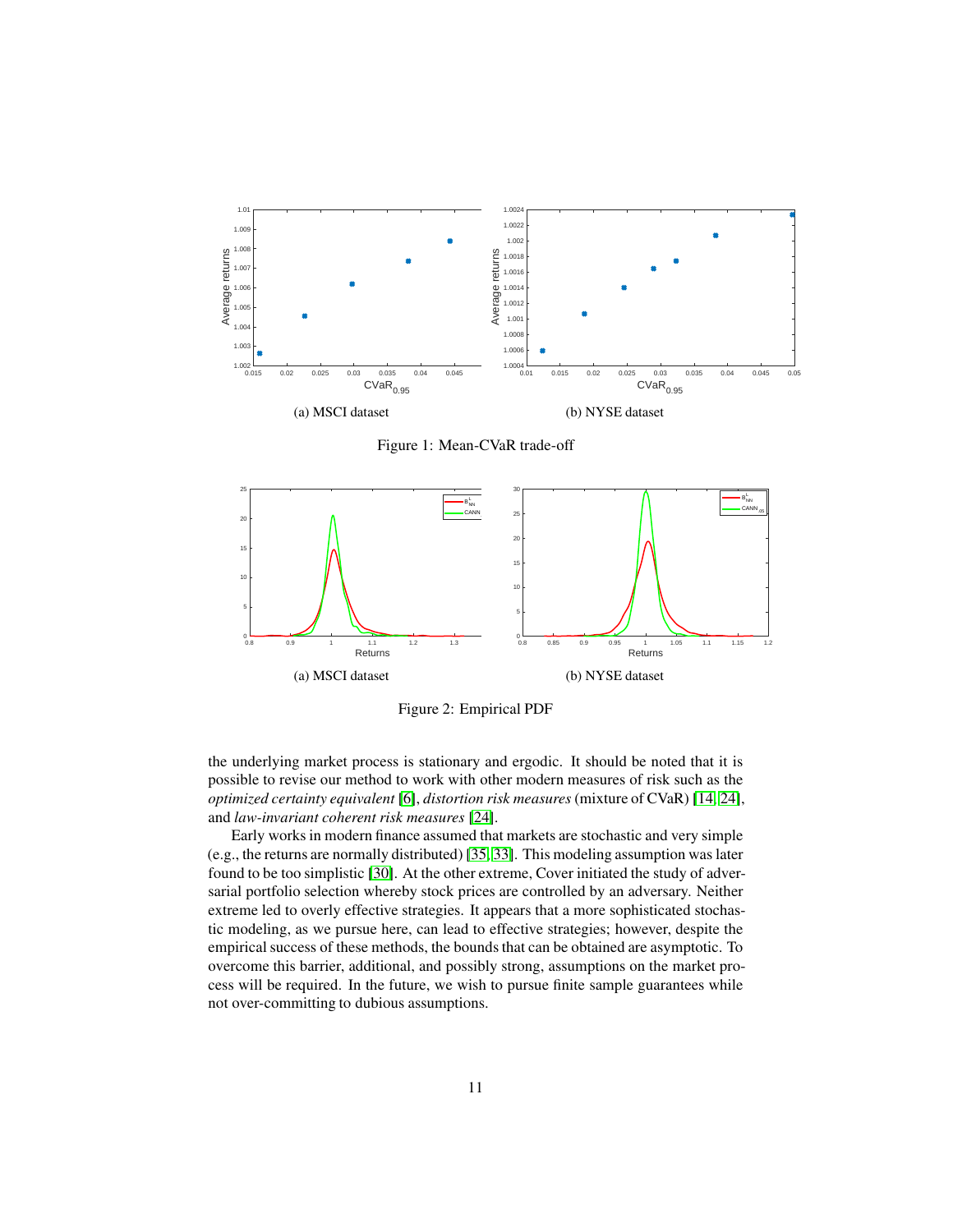(a) MSCI dataset

(b) NYSE dataset

Figure 1: Mean-CVaR trade-off

(a) MSCI dataset

(b) NYSE dataset

Figure 2: Empirical PDF

the underlying market process is stationary and ergodic. It should be noted that it is possible to revise our method to work with other modern measures of risk such as the *optimized certainty equivalent* [6], *distortion risk measures* (mixture of CVaR) [14, 24], and *law-invariant coherent risk measures* [24].

Early works in modern finance assumed that markets are stochastic and very simple (e.g., the returns are normally distributed) [35, 33]. This modeling assumption was later found to be too simplistic [30]. At the other extreme, Cover initiated the study of adversarial portfolio selection whereby stock prices are controlled by an adversary. Neither extreme led to overly effective strategies. It appears that a more sophisticated stochastic modeling, as we pursue here, can lead to effective strategies; however, despite the empirical success of these methods, the bounds that can be obtained are asymptotic. To overcome this barrier, additional, and possibly strong, assumptions on the market process will be required. In the future, we wish to pursue finite sample guarantees while not over-committing to dubious assumptions.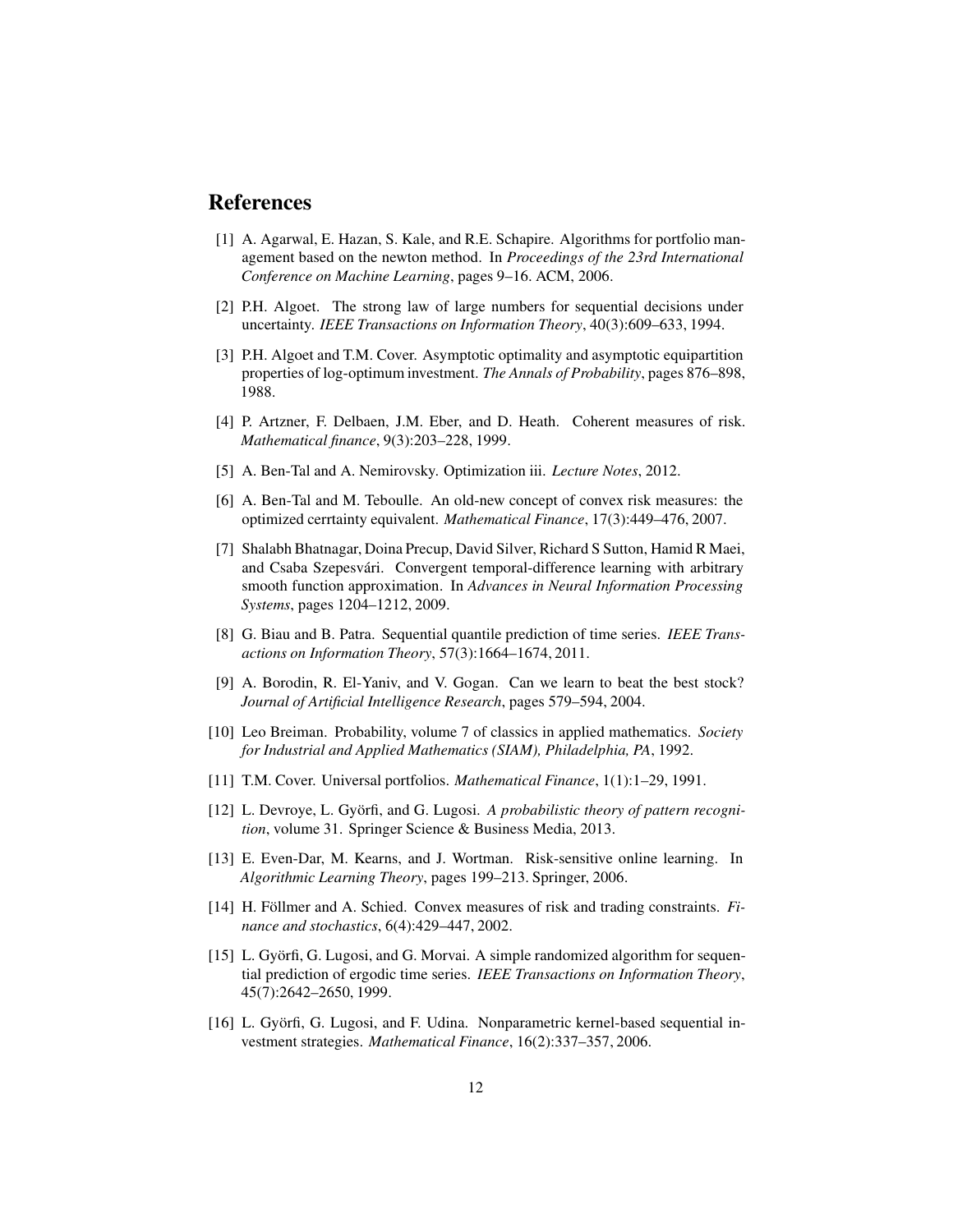# References

[1] A. Agarwal, E. Hazan, S. Kale, and R.E. Schapire. Algorithms for portfolio management based on the newton method. In *Proceedings of the 23rd International Conference on Machine Learning*, pages 9–16. ACM, 2006.

[2] P.H. Algoet. The strong law of large numbers for sequential decisions under uncertainty. *IEEE Transactions on Information Theory*, 40(3):609–633, 1994.

[3] P.H. Algoet and T.M. Cover. Asymptotic optimality and asymptotic equipartition properties of log-optimum investment. *The Annals of Probability*, pages 876–898, 1988.

[4] P. Artzner, F. Delbaen, J.M. Eber, and D. Heath. Coherent measures of risk. *Mathematical finance*, 9(3):203–228, 1999.

[5] A. Ben-Tal and A. Nemirovsky. Optimization iii. *Lecture Notes*, 2012.

[6] A. Ben-Tal and M. Teboulle. An old-new concept of convex risk measures: the optimized cerrtainty equivalent. *Mathematical Finance*, 17(3):449–476, 2007.

[7] Shalabh Bhatnagar, Doina Precup, David Silver, Richard S Sutton, Hamid R Maei, and Csaba Szepesvári. Convergent temporal-difference learning with arbitrary smooth function approximation. In *Advances in Neural Information Processing Systems*, pages 1204–1212, 2009.

[8] G. Biau and B. Patra. Sequential quantile prediction of time series. *IEEE Transactions on Information Theory*, 57(3):1664–1674, 2011.

[9] A. Borodin, R. El-Yaniv, and V. Gogan. Can we learn to beat the best stock? *Journal of Artificial Intelligence Research*, pages 579–594, 2004.

[10] Leo Breiman. Probability, volume 7 of classics in applied mathematics. *Society for Industrial and Applied Mathematics (SIAM), Philadelphia, PA*, 1992.

[11] T.M. Cover. Universal portfolios. *Mathematical Finance*, 1(1):1–29, 1991.

[12] L. Devroye, L. Györfi, and G. Lugosi. *A probabilistic theory of pattern recognition*, volume 31. Springer Science & Business Media, 2013.

[13] E. Even-Dar, M. Kearns, and J. Wortman. Risk-sensitive online learning. In *Algorithmic Learning Theory*, pages 199–213. Springer, 2006.

[14] H. Föllmer and A. Schied. Convex measures of risk and trading constraints. *Finance and stochastics*, 6(4):429–447, 2002.

[15] L. Györfi, G. Lugosi, and G. Morvai. A simple randomized algorithm for sequential prediction of ergodic time series. *IEEE Transactions on Information Theory*, 45(7):2642–2650, 1999.

[16] L. Györfi, G. Lugosi, and F. Udina. Nonparametric kernel-based sequential investment strategies. *Mathematical Finance*, 16(2):337–357, 2006.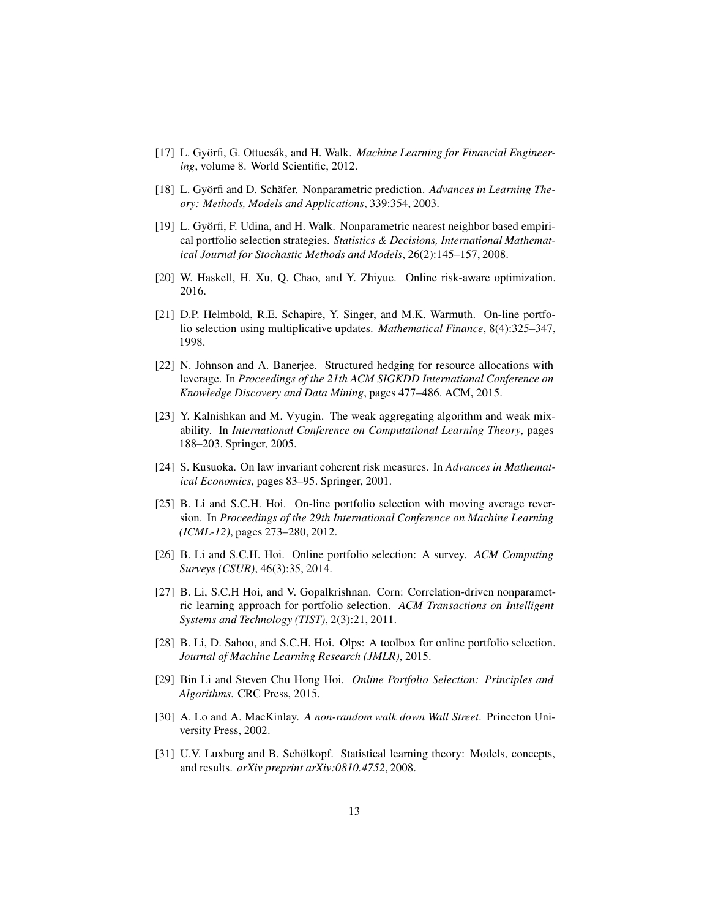[17] L. Györfi, G. Ottucsák, and H. Walk. *Machine Learning for Financial Engineering*, volume 8. World Scientific, 2012.

[18] L. Györfi and D. Schäfer. Nonparametric prediction. *Advances in Learning Theory: Methods, Models and Applications*, 339:354, 2003.

[19] L. Györfi, F. Udina, and H. Walk. Nonparametric nearest neighbor based empirical portfolio selection strategies. *Statistics & Decisions, International Mathematical Journal for Stochastic Methods and Models*, 26(2):145–157, 2008.

[20] W. Haskell, H. Xu, Q. Chao, and Y. Zhiyue. Online risk-aware optimization. 2016.

[21] D.P. Helmbold, R.E. Schapire, Y. Singer, and M.K. Warmuth. On-line portfolio selection using multiplicative updates. *Mathematical Finance*, 8(4):325–347, 1998.

[22] N. Johnson and A. Banerjee. Structured hedging for resource allocations with leverage. In *Proceedings of the 21th ACM SIGKDD International Conference on Knowledge Discovery and Data Mining*, pages 477–486. ACM, 2015.

[23] Y. Kalnishkan and M. Vyugin. The weak aggregating algorithm and weak mixability. In *International Conference on Computational Learning Theory*, pages 188–203. Springer, 2005.

[24] S. Kusuoka. On law invariant coherent risk measures. In *Advances in Mathematical Economics*, pages 83–95. Springer, 2001.

[25] B. Li and S.C.H. Hoi. On-line portfolio selection with moving average reversion. In *Proceedings of the 29th International Conference on Machine Learning (ICML-12)*, pages 273–280, 2012.

[26] B. Li and S.C.H. Hoi. Online portfolio selection: A survey. *ACM Computing Surveys (CSUR)*, 46(3):35, 2014.

[27] B. Li, S.C.H Hoi, and V. Gopalkrishnan. Corn: Correlation-driven nonparametric learning approach for portfolio selection. *ACM Transactions on Intelligent Systems and Technology (TIST)*, 2(3):21, 2011.

[28] B. Li, D. Sahoo, and S.C.H. Hoi. Olps: A toolbox for online portfolio selection. *Journal of Machine Learning Research (JMLR)*, 2015.

[29] Bin Li and Steven Chu Hong Hoi. *Online Portfolio Selection: Principles and Algorithms*. CRC Press, 2015.

[30] A. Lo and A. MacKinlay. *A non-random walk down Wall Street*. Princeton University Press, 2002.

[31] U.V. Luxburg and B. Schölkopf. Statistical learning theory: Models, concepts, and results. *arXiv preprint arXiv:0810.4752*, 2008.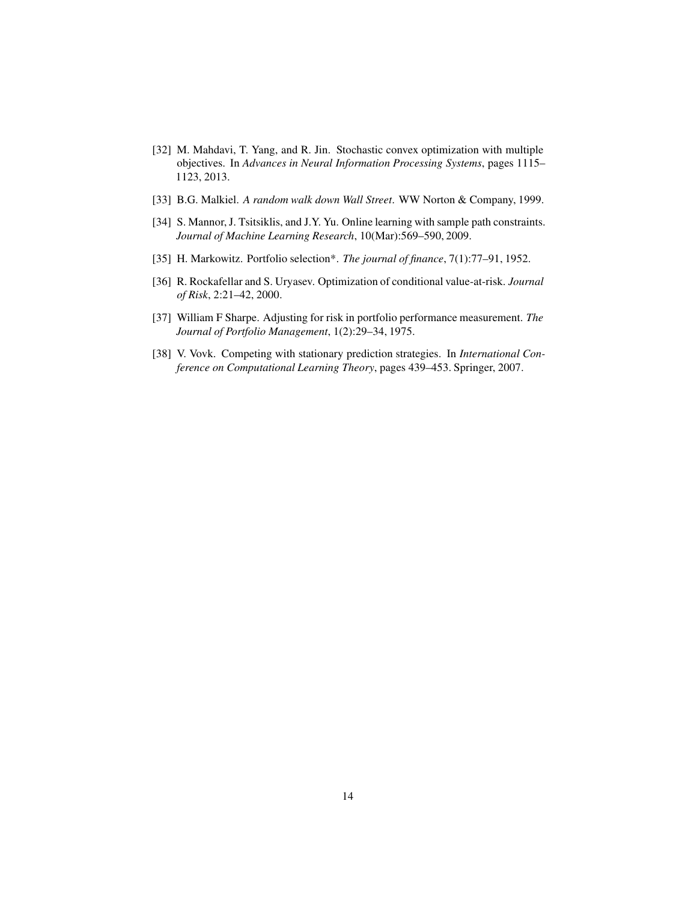[32] M. Mahdavi, T. Yang, and R. Jin. Stochastic convex optimization with multiple objectives. In *Advances in Neural Information Processing Systems*, pages 1115–1123, 2013.

[33] B.G. Malkiel. *A random walk down Wall Street*. WW Norton & Company, 1999.

[34] S. Mannor, J. Tsitsiklis, and J.Y. Yu. Online learning with sample path constraints. *Journal of Machine Learning Research*, 10(Mar):569–590, 2009.

[35] H. Markowitz. Portfolio selection*. *The journal of finance*, 7(1):77–91, 1952.

[36] R. Rockafellar and S. Uryasev. Optimization of conditional value-at-risk. *Journal of Risk*, 2:21–42, 2000.

[37] William F Sharpe. Adjusting for risk in portfolio performance measurement. *The Journal of Portfolio Management*, 1(2):29–34, 1975.

[38] V. Vovk. Competing with stationary prediction strategies. In *International Conference on Computational Learning Theory*, pages 439–453. Springer, 2007.